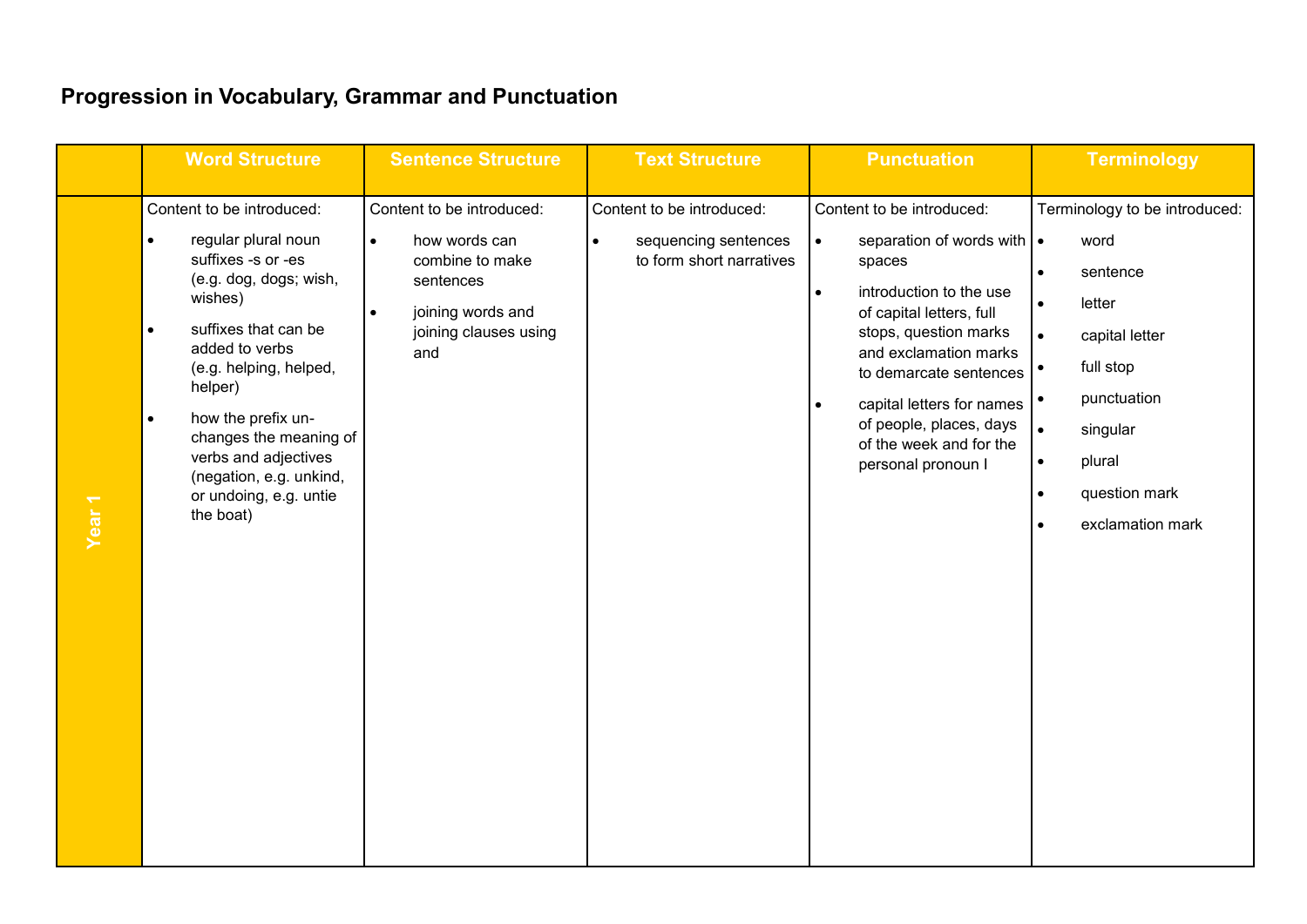## Progression in Vocabulary, Grammar and Punctuation

| | Word Structure | Sentence Structure | Text Structure | Punctuation | Terminology |
|---|---|---|---|---|---|
| **Year 1** | Content to be introduced:<br>• regular plural noun suffixes -s or -es (e.g. dog, dogs; wish, wishes)<br>• suffixes that can be added to verbs (e.g. helping, helped, helper)<br>• how the prefix un- changes the meaning of verbs and adjectives (negation, e.g. unkind, or undoing, e.g. untie the boat) | Content to be introduced:<br>• how words can combine to make sentences<br>• joining words and joining clauses using and | Content to be introduced:<br>• sequencing sentences to form short narratives | Content to be introduced:<br>• separation of words with spaces<br>• introduction to the use of capital letters, full stops, question marks and exclamation marks to demarcate sentences<br>• capital letters for names of people, places, days of the week and for the personal pronoun I | Terminology to be introduced:<br>• word<br>• sentence<br>• letter<br>• capital letter<br>• full stop<br>• punctuation<br>• singular<br>• plural<br>• question mark<br>• exclamation mark |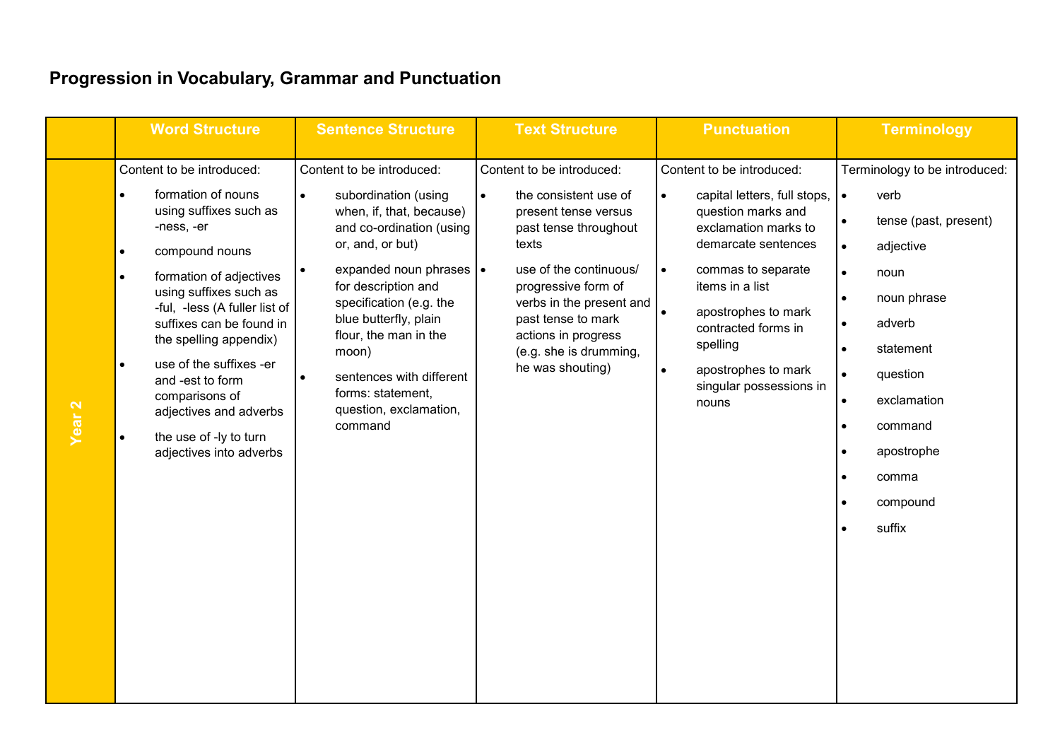## Progression in Vocabulary, Grammar and Punctuation

| | Word Structure | Sentence Structure | Text Structure | Punctuation | Terminology |
|---|---|---|---|---|---|
| **Year 2** | Content to be introduced:<br>• formation of nouns using suffixes such as -ness, -er<br>• compound nouns<br>• formation of adjectives using suffixes such as -ful, -less (A fuller list of suffixes can be found in the spelling appendix)<br>• use of the suffixes -er and -est to form comparisons of adjectives and adverbs<br>• the use of -ly to turn adjectives into adverbs | Content to be introduced:<br>• subordination (using when, if, that, because) and co-ordination (using or, and, or but)<br>• expanded noun phrases for description and specification (e.g. the blue butterfly, plain flour, the man in the moon)<br>• sentences with different forms: statement, question, exclamation, command | Content to be introduced:<br>• the consistent use of present tense versus past tense throughout texts<br>• use of the continuous/ progressive form of verbs in the present and past tense to mark actions in progress (e.g. she is drumming, he was shouting) | Content to be introduced:<br>• capital letters, full stops, question marks and exclamation marks to demarcate sentences<br>• commas to separate items in a list<br>• apostrophes to mark contracted forms in spelling<br>• apostrophes to mark singular possessions in nouns | Terminology to be introduced:<br>• verb<br>• tense (past, present)<br>• adjective<br>• noun<br>• noun phrase<br>• adverb<br>• statement<br>• question<br>• exclamation<br>• command<br>• apostrophe<br>• comma<br>• compound<br>• suffix |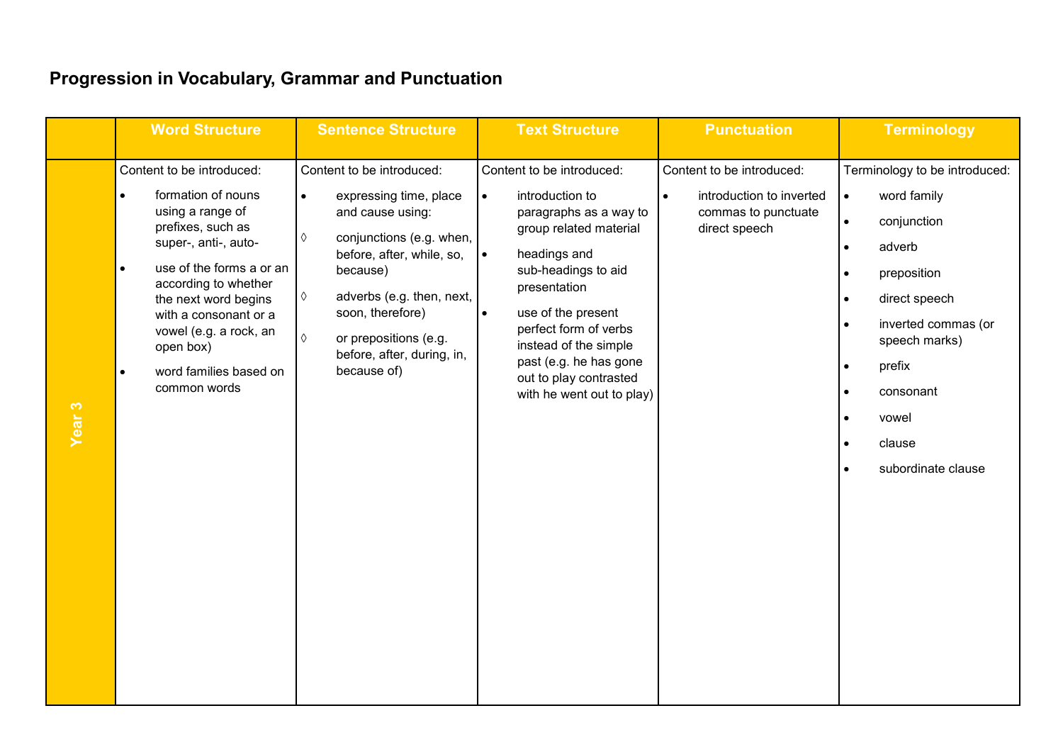## Progression in Vocabulary, Grammar and Punctuation

| | Word Structure | Sentence Structure | Text Structure | Punctuation | Terminology |
|---|---|---|---|---|---|
| Year 3 | Content to be introduced:<br>• formation of nouns using a range of prefixes, such as super-, anti-, auto-<br>• use of the forms a or an according to whether the next word begins with a consonant or a vowel (e.g. a rock, an open box)<br>• word families based on common words | Content to be introduced:<br>• expressing time, place and cause using:<br>◊ conjunctions (e.g. when, before, after, while, so, because)<br>◊ adverbs (e.g. then, next, soon, therefore)<br>◊ or prepositions (e.g. before, after, during, in, because of) | Content to be introduced:<br>• introduction to paragraphs as a way to group related material<br>• headings and sub-headings to aid presentation<br>• use of the present perfect form of verbs instead of the simple past (e.g. he has gone out to play contrasted with he went out to play) | Content to be introduced:<br>• introduction to inverted commas to punctuate direct speech | Terminology to be introduced:<br>• word family<br>• conjunction<br>• adverb<br>• preposition<br>• direct speech<br>• inverted commas (or speech marks)<br>• prefix<br>• consonant<br>• vowel<br>• clause<br>• subordinate clause |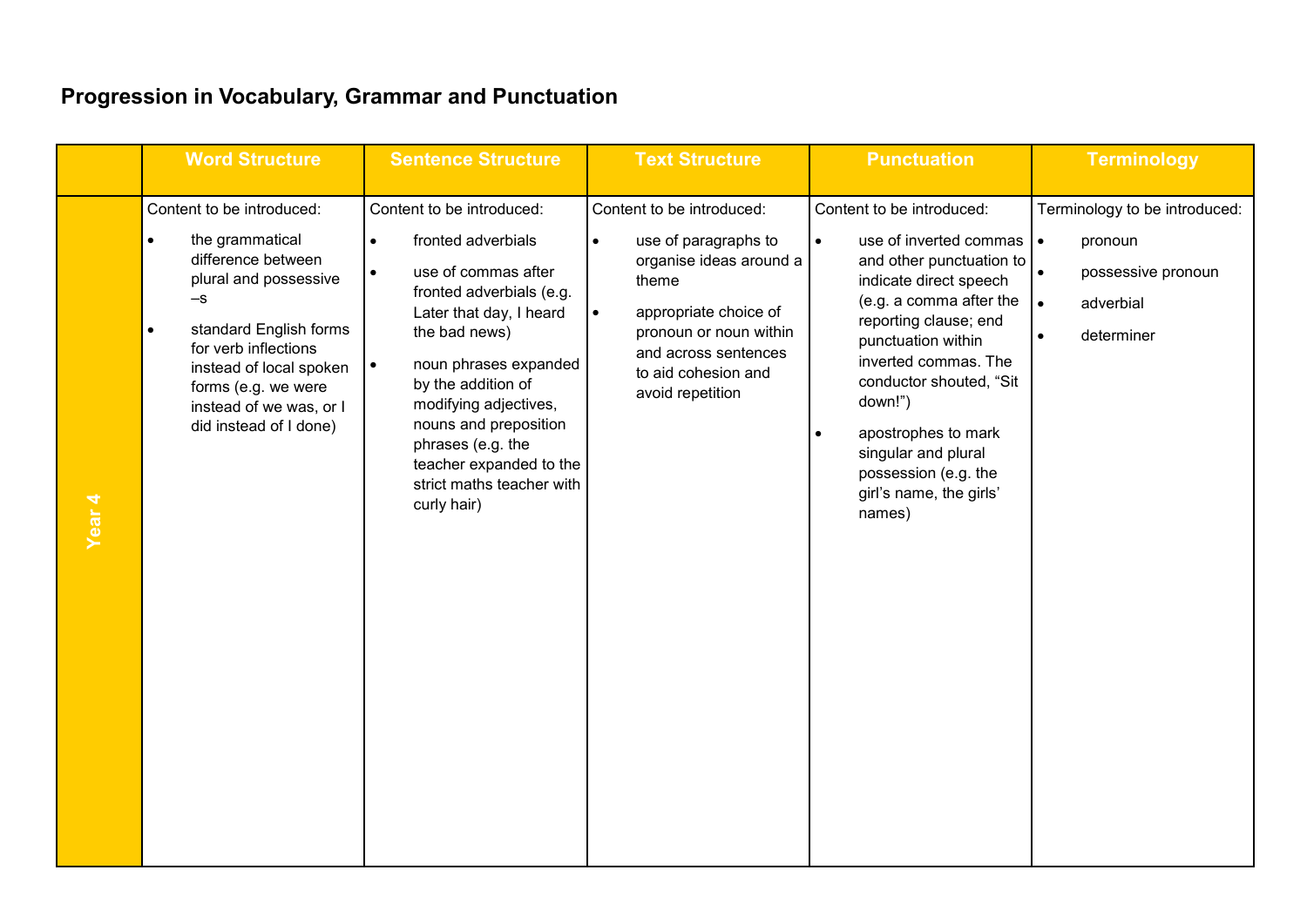## Progression in Vocabulary, Grammar and Punctuation

| | Word Structure | Sentence Structure | Text Structure | Punctuation | Terminology |
|---|---|---|---|---|---|
| Year 4 | Content to be introduced:<br>• the grammatical difference between plural and possessive –s<br>• standard English forms for verb inflections instead of local spoken forms (e.g. we were instead of we was, or I did instead of I done) | Content to be introduced:<br>• fronted adverbials<br>• use of commas after fronted adverbials (e.g. Later that day, I heard the bad news)<br>• noun phrases expanded by the addition of modifying adjectives, nouns and preposition phrases (e.g. the teacher expanded to the strict maths teacher with curly hair) | Content to be introduced:<br>• use of paragraphs to organise ideas around a theme<br>• appropriate choice of pronoun or noun within and across sentences to aid cohesion and avoid repetition | Content to be introduced:<br>• use of inverted commas and other punctuation to indicate direct speech (e.g. a comma after the reporting clause; end punctuation within inverted commas. The conductor shouted, “Sit down!”)<br>• apostrophes to mark singular and plural possession (e.g. the girl’s name, the girls’ names) | Terminology to be introduced:<br>• pronoun<br>• possessive pronoun<br>• adverbial<br>• determiner |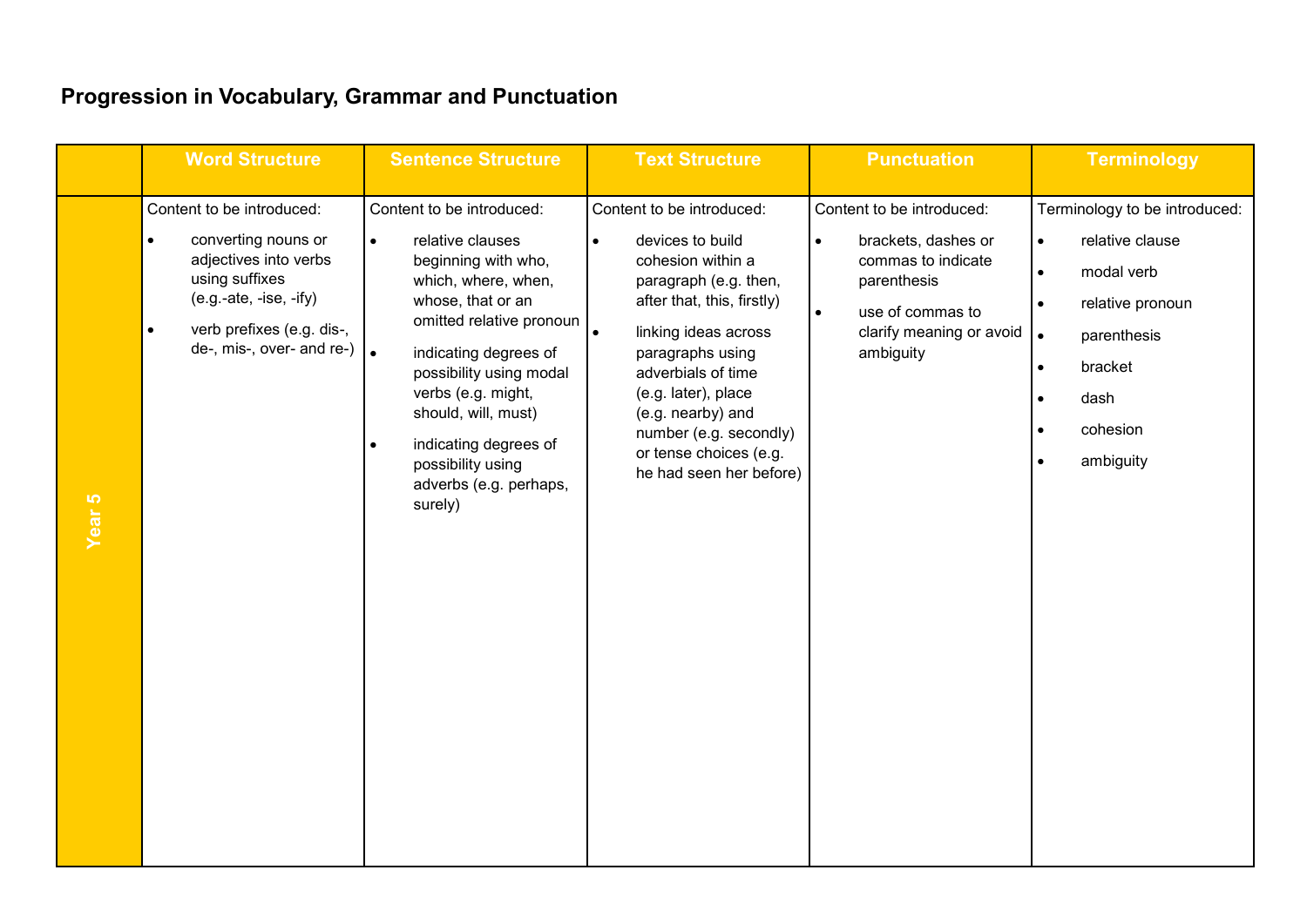## Progression in Vocabulary, Grammar and Punctuation

| | Word Structure | Sentence Structure | Text Structure | Punctuation | Terminology |
|---|---|---|---|---|---|
| Year 5 | Content to be introduced:<br>• converting nouns or adjectives into verbs using suffixes (e.g.-ate, -ise, -ify)<br>• verb prefixes (e.g. dis-, de-, mis-, over- and re-) | Content to be introduced:<br>• relative clauses beginning with who, which, where, when, whose, that or an omitted relative pronoun<br>• indicating degrees of possibility using modal verbs (e.g. might, should, will, must)<br>• indicating degrees of possibility using adverbs (e.g. perhaps, surely) | Content to be introduced:<br>• devices to build cohesion within a paragraph (e.g. then, after that, this, firstly)<br>• linking ideas across paragraphs using adverbials of time (e.g. later), place (e.g. nearby) and number (e.g. secondly) or tense choices (e.g. he had seen her before) | Content to be introduced:<br>• brackets, dashes or commas to indicate parenthesis<br>• use of commas to clarify meaning or avoid ambiguity | Terminology to be introduced:<br>• relative clause<br>• modal verb<br>• relative pronoun<br>• parenthesis<br>• bracket<br>• dash<br>• cohesion<br>• ambiguity |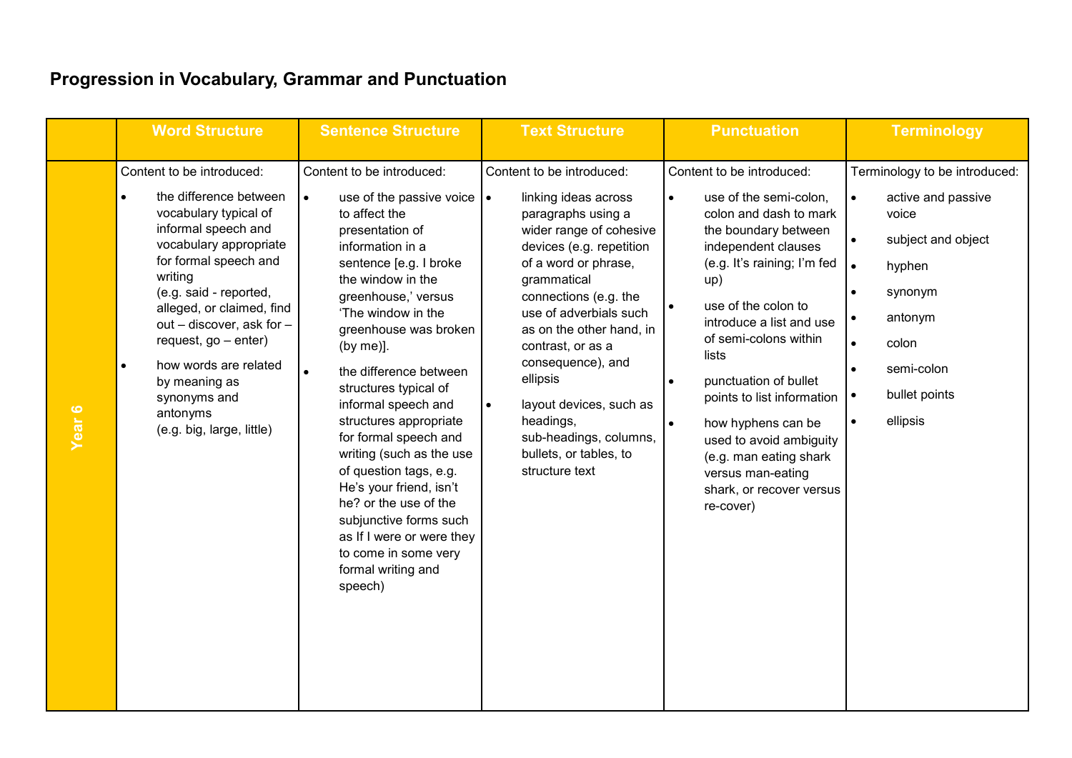## Progression in Vocabulary, Grammar and Punctuation

| | Word Structure | Sentence Structure | Text Structure | Punctuation | Terminology |
|---|---|---|---|---|---|
| Year 6 | Content to be introduced:<br>• the difference between vocabulary typical of informal speech and vocabulary appropriate for formal speech and writing (e.g. said - reported, alleged, or claimed, find out – discover, ask for – request, go – enter)<br>• how words are related by meaning as synonyms and antonyms (e.g. big, large, little) | Content to be introduced:<br>• use of the passive voice to affect the presentation of information in a sentence [e.g. I broke the window in the greenhouse,' versus 'The window in the greenhouse was broken (by me)].<br>• the difference between structures typical of informal speech and structures appropriate for formal speech and writing (such as the use of question tags, e.g. He's your friend, isn't he? or the use of the subjunctive forms such as If I were or were they to come in some very formal writing and speech) | Content to be introduced:<br>• linking ideas across paragraphs using a wider range of cohesive devices (e.g. repetition of a word or phrase, grammatical connections (e.g. the use of adverbials such as on the other hand, in contrast, or as a consequence), and ellipsis<br>• layout devices, such as headings, sub-headings, columns, bullets, or tables, to structure text | Content to be introduced:<br>• use of the semi-colon, colon and dash to mark the boundary between independent clauses (e.g. It's raining; I'm fed up)<br>• use of the colon to introduce a list and use of semi-colons within lists<br>• punctuation of bullet points to list information<br>• how hyphens can be used to avoid ambiguity (e.g. man eating shark versus man-eating shark, or recover versus re-cover) | Terminology to be introduced:<br>• active and passive voice<br>• subject and object<br>• hyphen<br>• synonym<br>• antonym<br>• colon<br>• semi-colon<br>• bullet points<br>• ellipsis |